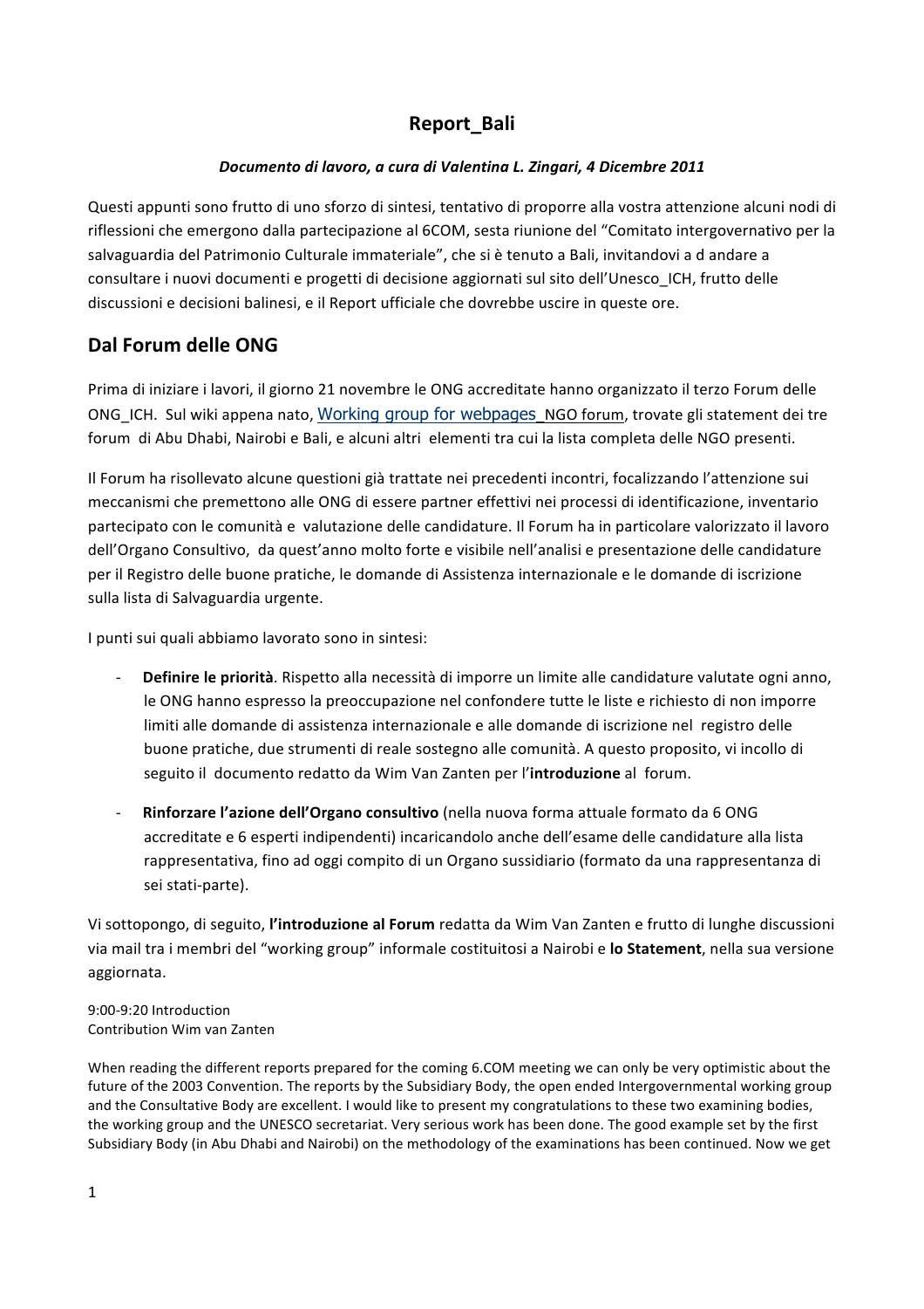# Report_Bali

***Documento di lavoro, a cura di Valentina L. Zingari, 4 Dicembre 2011***

Questi appunti sono frutto di uno sforzo di sintesi, tentativo di proporre alla vostra attenzione alcuni nodi di riflessioni che emergono dalla partecipazione al 6COM, sesta riunione del "Comitato intergovernativo per la salvaguardia del Patrimonio Culturale immateriale", che si è tenuto a Bali, invitandovi a d andare a consultare i nuovi documenti e progetti di decisione aggiornati sul sito dell'Unesco_ICH, frutto delle discussioni e decisioni balinesi, e il Report ufficiale che dovrebbe uscire in queste ore.

## Dal Forum delle ONG

Prima di iniziare i lavori, il giorno 21 novembre le ONG accreditate hanno organizzato il terzo Forum delle ONG_ICH. Sul wiki appena nato, Working group for webpages_NGO forum, trovate gli statement dei tre forum di Abu Dhabi, Nairobi e Bali, e alcuni altri elementi tra cui la lista completa delle NGO presenti.

Il Forum ha risollevato alcune questioni già trattate nei precedenti incontri, focalizzando l'attenzione sui meccanismi che premettono alle ONG di essere partner effettivi nei processi di identificazione, inventario partecipato con le comunità e valutazione delle candidature. Il Forum ha in particolare valorizzato il lavoro dell'Organo Consultivo, da quest'anno molto forte e visibile nell'analisi e presentazione delle candidature per il Registro delle buone pratiche, le domande di Assistenza internazionale e le domande di iscrizione sulla lista di Salvaguardia urgente.

I punti sui quali abbiamo lavorato sono in sintesi:

- **Definire le priorità**. Rispetto alla necessità di imporre un limite alle candidature valutate ogni anno, le ONG hanno espresso la preoccupazione nel confondere tutte le liste e richiesto di non imporre limiti alle domande di assistenza internazionale e alle domande di iscrizione nel registro delle buone pratiche, due strumenti di reale sostegno alle comunità. A questo proposito, vi incollo di seguito il documento redatto da Wim Van Zanten per l'**introduzione** al forum.

- **Rinforzare l'azione dell'Organo consultivo** (nella nuova forma attuale formato da 6 ONG accreditate e 6 esperti indipendenti) incaricandolo anche dell'esame delle candidature alla lista rappresentativa, fino ad oggi compito di un Organo sussidiario (formato da una rappresentanza di sei stati-parte).

Vi sottopongo, di seguito, **l'introduzione al Forum** redatta da Wim Van Zanten e frutto di lunghe discussioni via mail tra i membri del "working group" informale costituitosi a Nairobi e **lo Statement**, nella sua versione aggiornata.

9:00-9:20 Introduction
Contribution Wim van Zanten

When reading the different reports prepared for the coming 6.COM meeting we can only be very optimistic about the future of the 2003 Convention. The reports by the Subsidiary Body, the open ended Intergovernmental working group and the Consultative Body are excellent. I would like to present my congratulations to these two examining bodies, the working group and the UNESCO secretariat. Very serious work has been done. The good example set by the first Subsidiary Body (in Abu Dhabi and Nairobi) on the methodology of the examinations has been continued. Now we get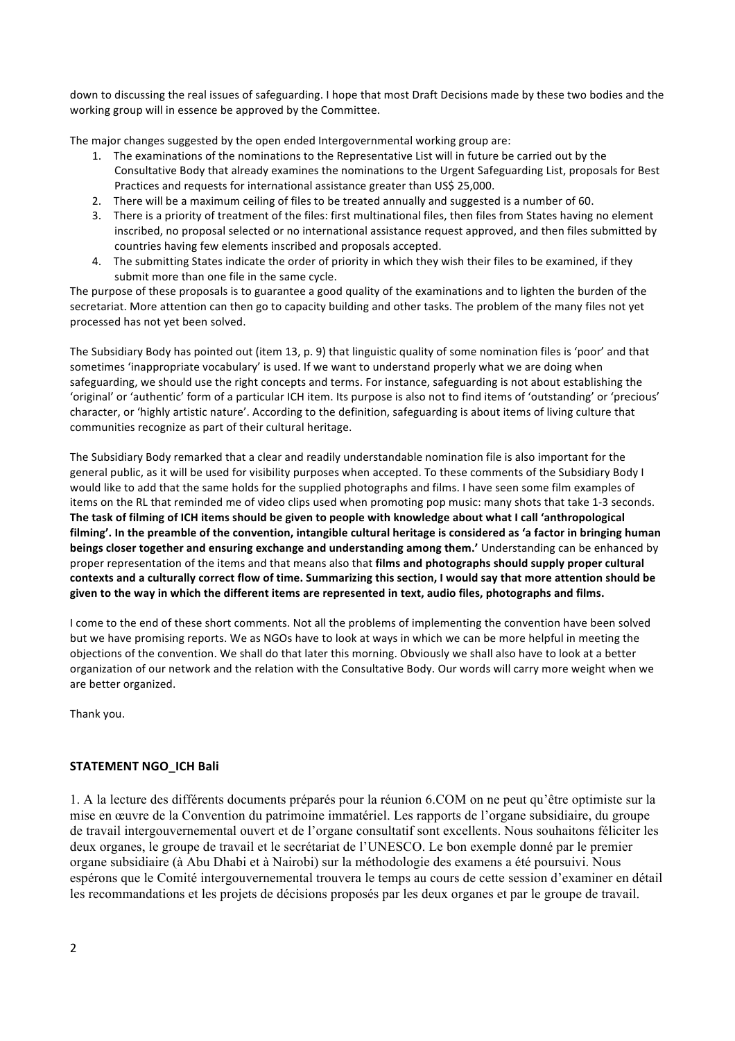down to discussing the real issues of safeguarding. I hope that most Draft Decisions made by these two bodies and the working group will in essence be approved by the Committee.

The major changes suggested by the open ended Intergovernmental working group are:

1. The examinations of the nominations to the Representative List will in future be carried out by the Consultative Body that already examines the nominations to the Urgent Safeguarding List, proposals for Best Practices and requests for international assistance greater than US$ 25,000.
2. There will be a maximum ceiling of files to be treated annually and suggested is a number of 60.
3. There is a priority of treatment of the files: first multinational files, then files from States having no element inscribed, no proposal selected or no international assistance request approved, and then files submitted by countries having few elements inscribed and proposals accepted.
4. The submitting States indicate the order of priority in which they wish their files to be examined, if they submit more than one file in the same cycle.

The purpose of these proposals is to guarantee a good quality of the examinations and to lighten the burden of the secretariat. More attention can then go to capacity building and other tasks. The problem of the many files not yet processed has not yet been solved.

The Subsidiary Body has pointed out (item 13, p. 9) that linguistic quality of some nomination files is 'poor' and that sometimes 'inappropriate vocabulary' is used. If we want to understand properly what we are doing when safeguarding, we should use the right concepts and terms. For instance, safeguarding is not about establishing the 'original' or 'authentic' form of a particular ICH item. Its purpose is also not to find items of 'outstanding' or 'precious' character, or 'highly artistic nature'. According to the definition, safeguarding is about items of living culture that communities recognize as part of their cultural heritage.

The Subsidiary Body remarked that a clear and readily understandable nomination file is also important for the general public, as it will be used for visibility purposes when accepted. To these comments of the Subsidiary Body I would like to add that the same holds for the supplied photographs and films. I have seen some film examples of items on the RL that reminded me of video clips used when promoting pop music: many shots that take 1-3 seconds. **The task of filming of ICH items should be given to people with knowledge about what I call 'anthropological filming'. In the preamble of the convention, intangible cultural heritage is considered as 'a factor in bringing human beings closer together and ensuring exchange and understanding among them.'** Understanding can be enhanced by proper representation of the items and that means also that **films and photographs should supply proper cultural contexts and a culturally correct flow of time. Summarizing this section, I would say that more attention should be given to the way in which the different items are represented in text, audio files, photographs and films.**

I come to the end of these short comments. Not all the problems of implementing the convention have been solved but we have promising reports. We as NGOs have to look at ways in which we can be more helpful in meeting the objections of the convention. We shall do that later this morning. Obviously we shall also have to look at a better organization of our network and the relation with the Consultative Body. Our words will carry more weight when we are better organized.

Thank you.

## STATEMENT NGO_ICH Bali

1. A la lecture des différents documents préparés pour la réunion 6.COM on ne peut qu'être optimiste sur la mise en œuvre de la Convention du patrimoine immatériel. Les rapports de l'organe subsidiaire, du groupe de travail intergouvernemental ouvert et de l'organe consultatif sont excellents. Nous souhaitons féliciter les deux organes, le groupe de travail et le secrétariat de l'UNESCO. Le bon exemple donné par le premier organe subsidiaire (à Abu Dhabi et à Nairobi) sur la méthodologie des examens a été poursuivi. Nous espérons que le Comité intergouvernemental trouvera le temps au cours de cette session d'examiner en détail les recommandations et les projets de décisions proposés par les deux organes et par le groupe de travail.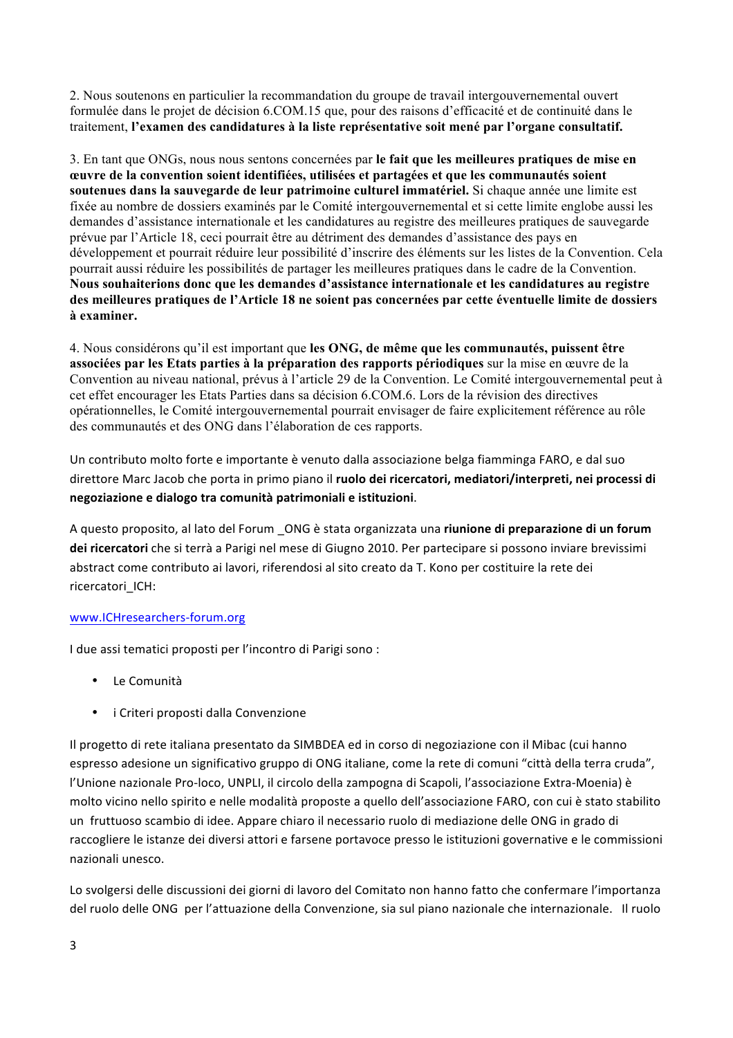2. Nous soutenons en particulier la recommandation du groupe de travail intergouvernemental ouvert formulée dans le projet de décision 6.COM.15 que, pour des raisons d'efficacité et de continuité dans le traitement, **l'examen des candidatures à la liste représentative soit mené par l'organe consultatif.**

3. En tant que ONGs, nous nous sentons concernées par **le fait que les meilleures pratiques de mise en œuvre de la convention soient identifiées, utilisées et partagées et que les communautés soient soutenues dans la sauvegarde de leur patrimoine culturel immatériel.** Si chaque année une limite est fixée au nombre de dossiers examinés par le Comité intergouvernemental et si cette limite englobe aussi les demandes d'assistance internationale et les candidatures au registre des meilleures pratiques de sauvegarde prévue par l'Article 18, ceci pourrait être au détriment des demandes d'assistance des pays en développement et pourrait réduire leur possibilité d'inscrire des éléments sur les listes de la Convention. Cela pourrait aussi réduire les possibilités de partager les meilleures pratiques dans le cadre de la Convention. **Nous souhaiterions donc que les demandes d'assistance internationale et les candidatures au registre des meilleures pratiques de l'Article 18 ne soient pas concernées par cette éventuelle limite de dossiers à examiner.**

4. Nous considérons qu'il est important que **les ONG, de même que les communautés, puissent être associées par les Etats parties à la préparation des rapports périodiques** sur la mise en œuvre de la Convention au niveau national, prévus à l'article 29 de la Convention. Le Comité intergouvernemental peut à cet effet encourager les Etats Parties dans sa décision 6.COM.6. Lors de la révision des directives opérationnelles, le Comité intergouvernemental pourrait envisager de faire explicitement référence au rôle des communautés et des ONG dans l'élaboration de ces rapports.

Un contributo molto forte e importante è venuto dalla associazione belga fiamminga FARO, e dal suo direttore Marc Jacob che porta in primo piano il **ruolo dei ricercatori, mediatori/interpreti, nei processi di negoziazione e dialogo tra comunità patrimoniali e istituzioni**.

A questo proposito, al lato del Forum _ONG è stata organizzata una **riunione di preparazione di un forum dei ricercatori** che si terrà a Parigi nel mese di Giugno 2010. Per partecipare si possono inviare brevissimi abstract come contributo ai lavori, riferendosi al sito creato da T. Kono per costituire la rete dei ricercatori_ICH:

www.ICHresearchers-forum.org

I due assi tematici proposti per l'incontro di Parigi sono :

- Le Comunità
- i Criteri proposti dalla Convenzione

Il progetto di rete italiana presentato da SIMBDEA ed in corso di negoziazione con il Mibac (cui hanno espresso adesione un significativo gruppo di ONG italiane, come la rete di comuni "città della terra cruda", l'Unione nazionale Pro-loco, UNPLI, il circolo della zampogna di Scapoli, l'associazione Extra-Moenia) è molto vicino nello spirito e nelle modalità proposte a quello dell'associazione FARO, con cui è stato stabilito un fruttuoso scambio di idee. Appare chiaro il necessario ruolo di mediazione delle ONG in grado di raccogliere le istanze dei diversi attori e farsene portavoce presso le istituzioni governative e le commissioni nazionali unesco.

Lo svolgersi delle discussioni dei giorni di lavoro del Comitato non hanno fatto che confermare l'importanza del ruolo delle ONG per l'attuazione della Convenzione, sia sul piano nazionale che internazionale. Il ruolo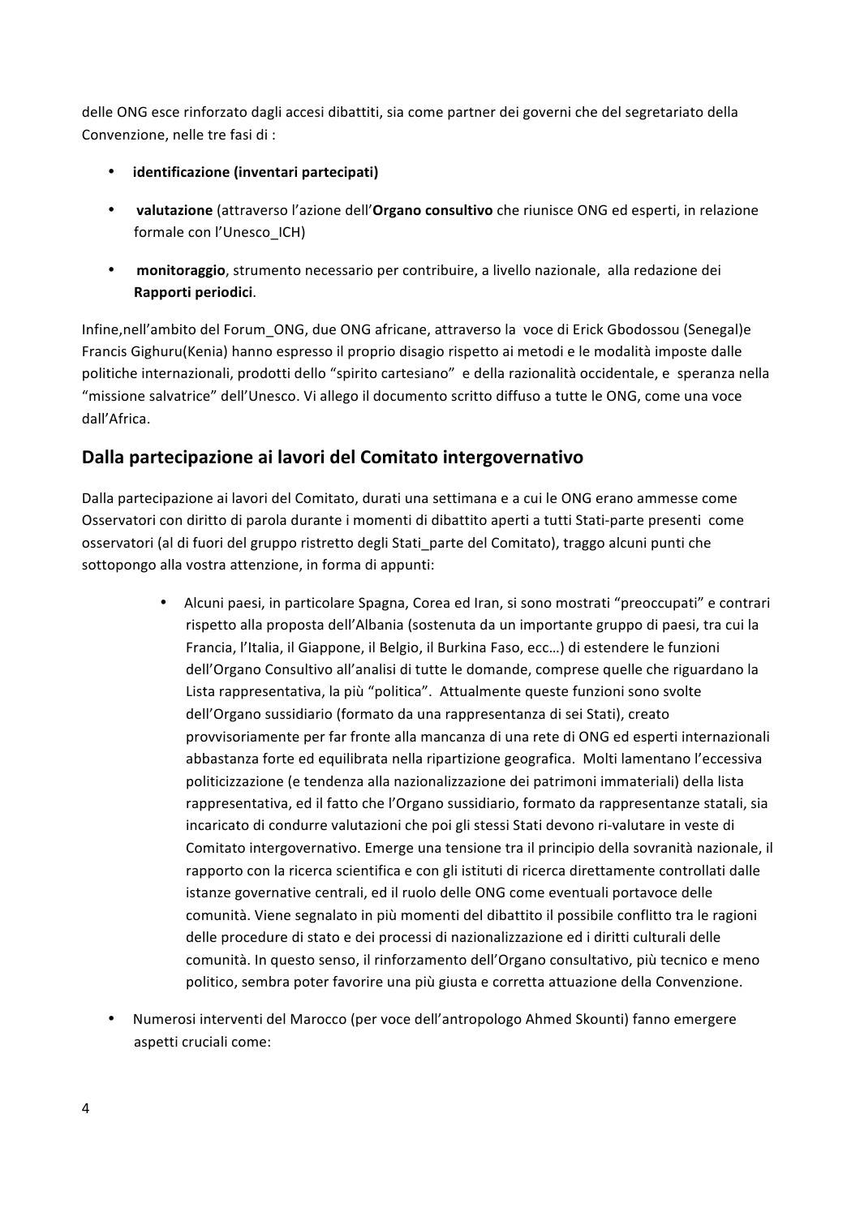delle ONG esce rinforzato dagli accesi dibattiti, sia come partner dei governi che del segretariato della Convenzione, nelle tre fasi di :

- **identificazione (inventari partecipati)**
- **valutazione** (attraverso l'azione dell'**Organo consultivo** che riunisce ONG ed esperti, in relazione formale con l'Unesco_ICH)
- **monitoraggio**, strumento necessario per contribuire, a livello nazionale, alla redazione dei **Rapporti periodici**.

Infine,nell'ambito del Forum_ONG, due ONG africane, attraverso la voce di Erick Gbodossou (Senegal)e Francis Gighuru(Kenia) hanno espresso il proprio disagio rispetto ai metodi e le modalità imposte dalle politiche internazionali, prodotti dello "spirito cartesiano" e della razionalità occidentale, e speranza nella "missione salvatrice" dell'Unesco. Vi allego il documento scritto diffuso a tutte le ONG, come una voce dall'Africa.

## Dalla partecipazione ai lavori del Comitato intergovernativo

Dalla partecipazione ai lavori del Comitato, durati una settimana e a cui le ONG erano ammesse come Osservatori con diritto di parola durante i momenti di dibattito aperti a tutti Stati-parte presenti come osservatori (al di fuori del gruppo ristretto degli Stati_parte del Comitato), traggo alcuni punti che sottopongo alla vostra attenzione, in forma di appunti:

- Alcuni paesi, in particolare Spagna, Corea ed Iran, si sono mostrati "preoccupati" e contrari rispetto alla proposta dell'Albania (sostenuta da un importante gruppo di paesi, tra cui la Francia, l'Italia, il Giappone, il Belgio, il Burkina Faso, ecc…) di estendere le funzioni dell'Organo Consultivo all'analisi di tutte le domande, comprese quelle che riguardano la Lista rappresentativa, la più "politica". Attualmente queste funzioni sono svolte dell'Organo sussidiario (formato da una rappresentanza di sei Stati), creato provvisoriamente per far fronte alla mancanza di una rete di ONG ed esperti internazionali abbastanza forte ed equilibrata nella ripartizione geografica. Molti lamentano l'eccessiva politicizzazione (e tendenza alla nazionalizzazione dei patrimoni immateriali) della lista rappresentativa, ed il fatto che l'Organo sussidiario, formato da rappresentanze statali, sia incaricato di condurre valutazioni che poi gli stessi Stati devono ri-valutare in veste di Comitato intergovernativo. Emerge una tensione tra il principio della sovranità nazionale, il rapporto con la ricerca scientifica e con gli istituti di ricerca direttamente controllati dalle istanze governative centrali, ed il ruolo delle ONG come eventuali portavoce delle comunità. Viene segnalato in più momenti del dibattito il possibile conflitto tra le ragioni delle procedure di stato e dei processi di nazionalizzazione ed i diritti culturali delle comunità. In questo senso, il rinforzamento dell'Organo consultativo, più tecnico e meno politico, sembra poter favorire una più giusta e corretta attuazione della Convenzione.
- Numerosi interventi del Marocco (per voce dell'antropologo Ahmed Skounti) fanno emergere aspetti cruciali come: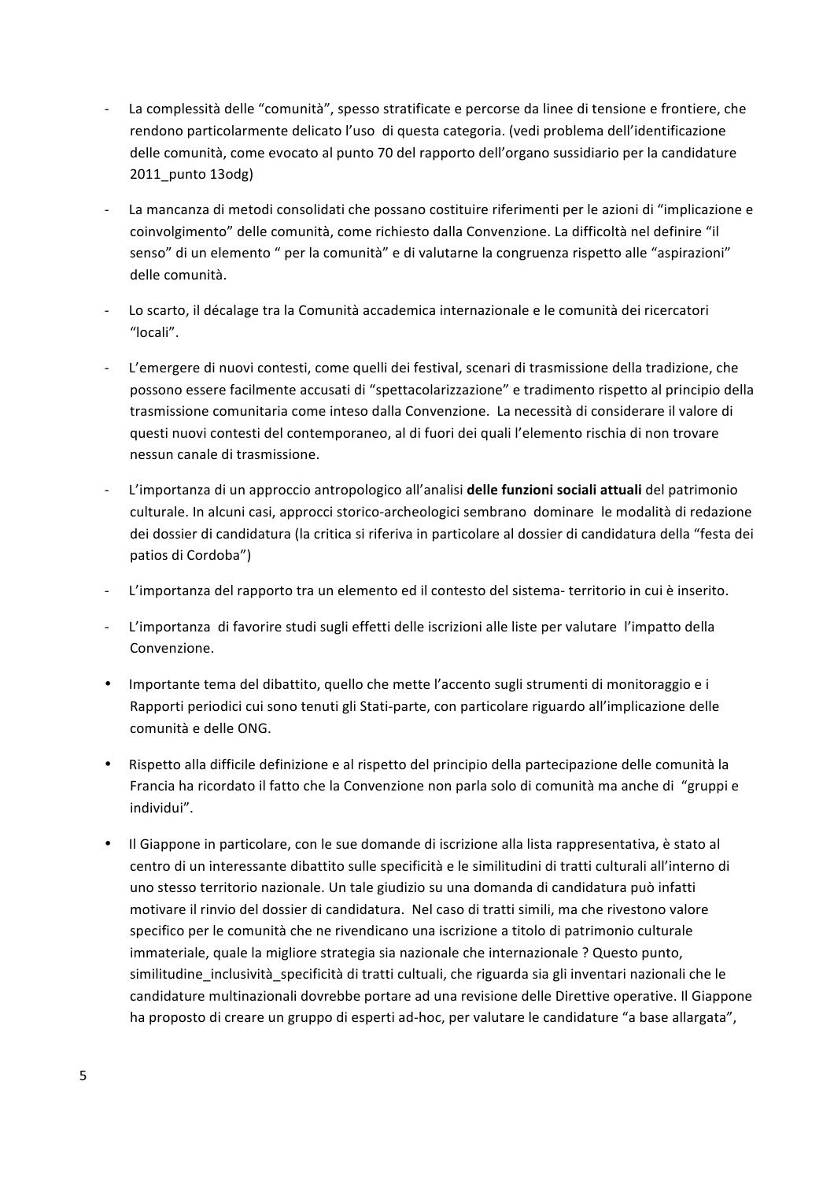- La complessità delle "comunità", spesso stratificate e percorse da linee di tensione e frontiere, che rendono particolarmente delicato l'uso di questa categoria. (vedi problema dell'identificazione delle comunità, come evocato al punto 70 del rapporto dell'organo sussidiario per la candidature 2011_punto 13odg)

- La mancanza di metodi consolidati che possano costituire riferimenti per le azioni di "implicazione e coinvolgimento" delle comunità, come richiesto dalla Convenzione. La difficoltà nel definire "il senso" di un elemento " per la comunità" e di valutarne la congruenza rispetto alle "aspirazioni" delle comunità.

- Lo scarto, il décalage tra la Comunità accademica internazionale e le comunità dei ricercatori "locali".

- L'emergere di nuovi contesti, come quelli dei festival, scenari di trasmissione della tradizione, che possono essere facilmente accusati di "spettacolarizzazione" e tradimento rispetto al principio della trasmissione comunitaria come inteso dalla Convenzione. La necessità di considerare il valore di questi nuovi contesti del contemporaneo, al di fuori dei quali l'elemento rischia di non trovare nessun canale di trasmissione.

- L'importanza di un approccio antropologico all'analisi **delle funzioni sociali attuali** del patrimonio culturale. In alcuni casi, approcci storico-archeologici sembrano dominare le modalità di redazione dei dossier di candidatura (la critica si riferiva in particolare al dossier di candidatura della "festa dei patios di Cordoba")

- L'importanza del rapporto tra un elemento ed il contesto del sistema- territorio in cui è inserito.

- L'importanza di favorire studi sugli effetti delle iscrizioni alle liste per valutare l'impatto della Convenzione.

- Importante tema del dibattito, quello che mette l'accento sugli strumenti di monitoraggio e i Rapporti periodici cui sono tenuti gli Stati-parte, con particolare riguardo all'implicazione delle comunità e delle ONG.

- Rispetto alla difficile definizione e al rispetto del principio della partecipazione delle comunità la Francia ha ricordato il fatto che la Convenzione non parla solo di comunità ma anche di "gruppi e individui".

- Il Giappone in particolare, con le sue domande di iscrizione alla lista rappresentativa, è stato al centro di un interessante dibattito sulle specificità e le similitudini di tratti culturali all'interno di uno stesso territorio nazionale. Un tale giudizio su una domanda di candidatura può infatti motivare il rinvio del dossier di candidatura. Nel caso di tratti simili, ma che rivestono valore specifico per le comunità che ne rivendicano una iscrizione a titolo di patrimonio culturale immateriale, quale la migliore strategia sia nazionale che internazionale ? Questo punto, similitudine_inclusività_specificità di tratti cultuali, che riguarda sia gli inventari nazionali che le candidature multinazionali dovrebbe portare ad una revisione delle Direttive operative. Il Giappone ha proposto di creare un gruppo di esperti ad-hoc, per valutare le candidature "a base allargata",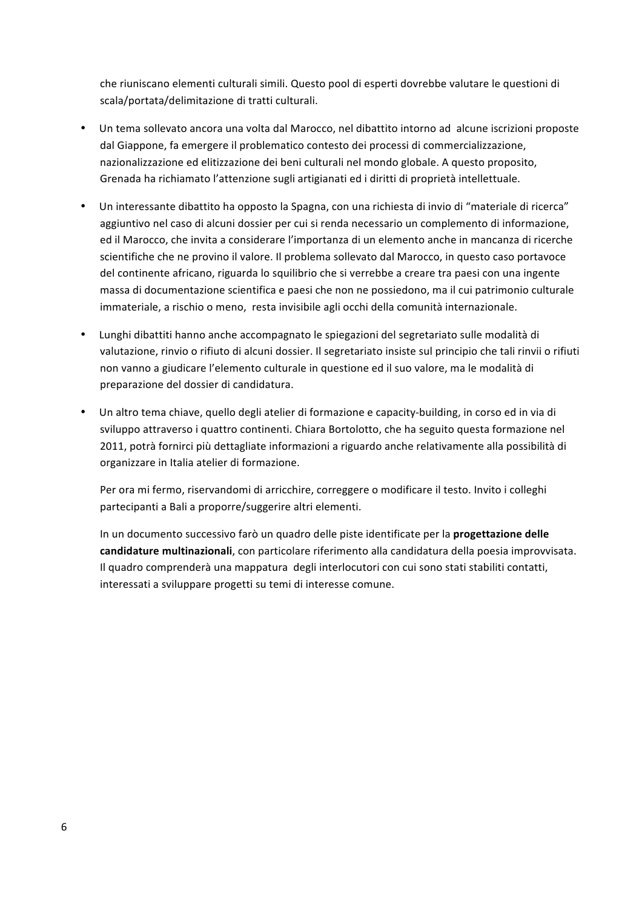che riuniscano elementi culturali simili. Questo pool di esperti dovrebbe valutare le questioni di scala/portata/delimitazione di tratti culturali.

- Un tema sollevato ancora una volta dal Marocco, nel dibattito intorno ad alcune iscrizioni proposte dal Giappone, fa emergere il problematico contesto dei processi di commercializzazione, nazionalizzazione ed elitizzazione dei beni culturali nel mondo globale. A questo proposito, Grenada ha richiamato l'attenzione sugli artigianati ed i diritti di proprietà intellettuale.

- Un interessante dibattito ha opposto la Spagna, con una richiesta di invio di "materiale di ricerca" aggiuntivo nel caso di alcuni dossier per cui si renda necessario un complemento di informazione, ed il Marocco, che invita a considerare l'importanza di un elemento anche in mancanza di ricerche scientifiche che ne provino il valore. Il problema sollevato dal Marocco, in questo caso portavoce del continente africano, riguarda lo squilibrio che si verrebbe a creare tra paesi con una ingente massa di documentazione scientifica e paesi che non ne possiedono, ma il cui patrimonio culturale immateriale, a rischio o meno, resta invisibile agli occhi della comunità internazionale.

- Lunghi dibattiti hanno anche accompagnato le spiegazioni del segretariato sulle modalità di valutazione, rinvio o rifiuto di alcuni dossier. Il segretariato insiste sul principio che tali rinvii o rifiuti non vanno a giudicare l'elemento culturale in questione ed il suo valore, ma le modalità di preparazione del dossier di candidatura.

- Un altro tema chiave, quello degli atelier di formazione e capacity-building, in corso ed in via di sviluppo attraverso i quattro continenti. Chiara Bortolotto, che ha seguito questa formazione nel 2011, potrà fornirci più dettagliate informazioni a riguardo anche relativamente alla possibilità di organizzare in Italia atelier di formazione.

Per ora mi fermo, riservandomi di arricchire, correggere o modificare il testo. Invito i colleghi partecipanti a Bali a proporre/suggerire altri elementi.

In un documento successivo farò un quadro delle piste identificate per la **progettazione delle candidature multinazionali**, con particolare riferimento alla candidatura della poesia improvvisata. Il quadro comprenderà una mappatura degli interlocutori con cui sono stati stabiliti contatti, interessati a sviluppare progetti su temi di interesse comune.